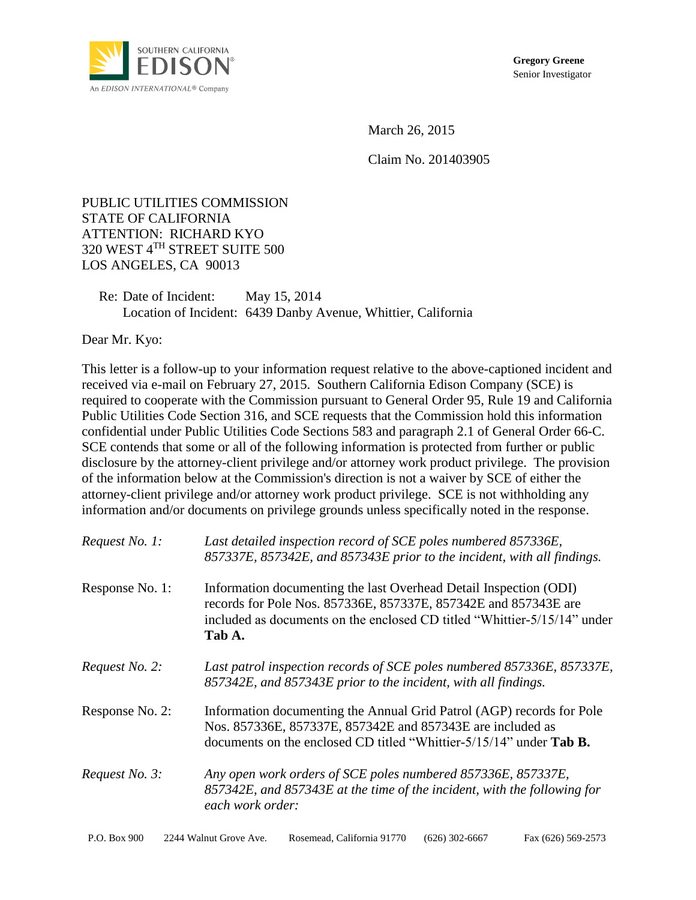SOUTHERN CALIFORNIA
EDISON
An EDISON INTERNATIONAL® Company

**Gregory Greene**
Senior Investigator

March 26, 2015

Claim No. 201403905

PUBLIC UTILITIES COMMISSION
STATE OF CALIFORNIA
ATTENTION: RICHARD KYO
320 WEST 4TH STREET SUITE 500
LOS ANGELES, CA 90013

Re: Date of Incident: May 15, 2014
Location of Incident: 6439 Danby Avenue, Whittier, California

Dear Mr. Kyo:

This letter is a follow-up to your information request relative to the above-captioned incident and received via e-mail on February 27, 2015. Southern California Edison Company (SCE) is required to cooperate with the Commission pursuant to General Order 95, Rule 19 and California Public Utilities Code Section 316, and SCE requests that the Commission hold this information confidential under Public Utilities Code Sections 583 and paragraph 2.1 of General Order 66-C. SCE contends that some or all of the following information is protected from further or public disclosure by the attorney-client privilege and/or attorney work product privilege. The provision of the information below at the Commission's direction is not a waiver by SCE of either the attorney-client privilege and/or attorney work product privilege. SCE is not withholding any information and/or documents on privilege grounds unless specifically noted in the response.

*Request No. 1:* *Last detailed inspection record of SCE poles numbered 857336E, 857337E, 857342E, and 857343E prior to the incident, with all findings.*

Response No. 1: Information documenting the last Overhead Detail Inspection (ODI) records for Pole Nos. 857336E, 857337E, 857342E and 857343E are included as documents on the enclosed CD titled "Whittier-5/15/14" under **Tab A.**

*Request No. 2:* *Last patrol inspection records of SCE poles numbered 857336E, 857337E, 857342E, and 857343E prior to the incident, with all findings.*

Response No. 2: Information documenting the Annual Grid Patrol (AGP) records for Pole Nos. 857336E, 857337E, 857342E and 857343E are included as documents on the enclosed CD titled "Whittier-5/15/14" under **Tab B.**

*Request No. 3:* *Any open work orders of SCE poles numbered 857336E, 857337E, 857342E, and 857343E at the time of the incident, with the following for each work order:*

P.O. Box 900 2244 Walnut Grove Ave. Rosemead, California 91770 (626) 302-6667 Fax (626) 569-2573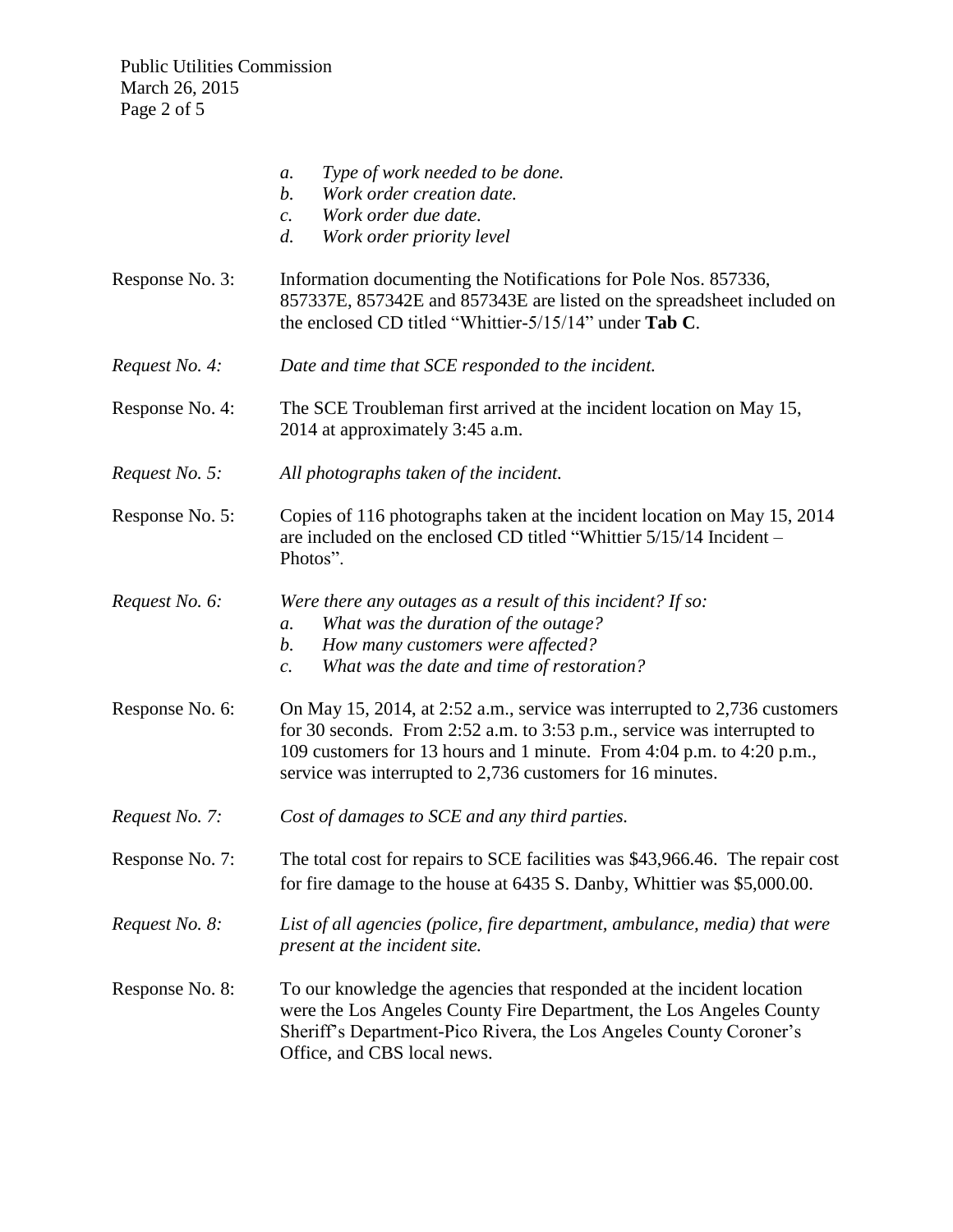*a. Type of work needed to be done.*
*b. Work order creation date.*
*c. Work order due date.*
*d. Work order priority level*

Response No. 3: Information documenting the Notifications for Pole Nos. 857336, 857337E, 857342E and 857343E are listed on the spreadsheet included on the enclosed CD titled "Whittier-5/15/14" under **Tab C**.

*Request No. 4: Date and time that SCE responded to the incident.*

Response No. 4: The SCE Troubleman first arrived at the incident location on May 15, 2014 at approximately 3:45 a.m.

*Request No. 5: All photographs taken of the incident.*

Response No. 5: Copies of 116 photographs taken at the incident location on May 15, 2014 are included on the enclosed CD titled "Whittier 5/15/14 Incident – Photos".

*Request No. 6: Were there any outages as a result of this incident? If so:*
*a. What was the duration of the outage?*
*b. How many customers were affected?*
*c. What was the date and time of restoration?*

Response No. 6: On May 15, 2014, at 2:52 a.m., service was interrupted to 2,736 customers for 30 seconds. From 2:52 a.m. to 3:53 p.m., service was interrupted to 109 customers for 13 hours and 1 minute. From 4:04 p.m. to 4:20 p.m., service was interrupted to 2,736 customers for 16 minutes.

*Request No. 7: Cost of damages to SCE and any third parties.*

Response No. 7: The total cost for repairs to SCE facilities was $43,966.46. The repair cost for fire damage to the house at 6435 S. Danby, Whittier was $5,000.00.

*Request No. 8: List of all agencies (police, fire department, ambulance, media) that were present at the incident site.*

Response No. 8: To our knowledge the agencies that responded at the incident location were the Los Angeles County Fire Department, the Los Angeles County Sheriff's Department-Pico Rivera, the Los Angeles County Coroner's Office, and CBS local news.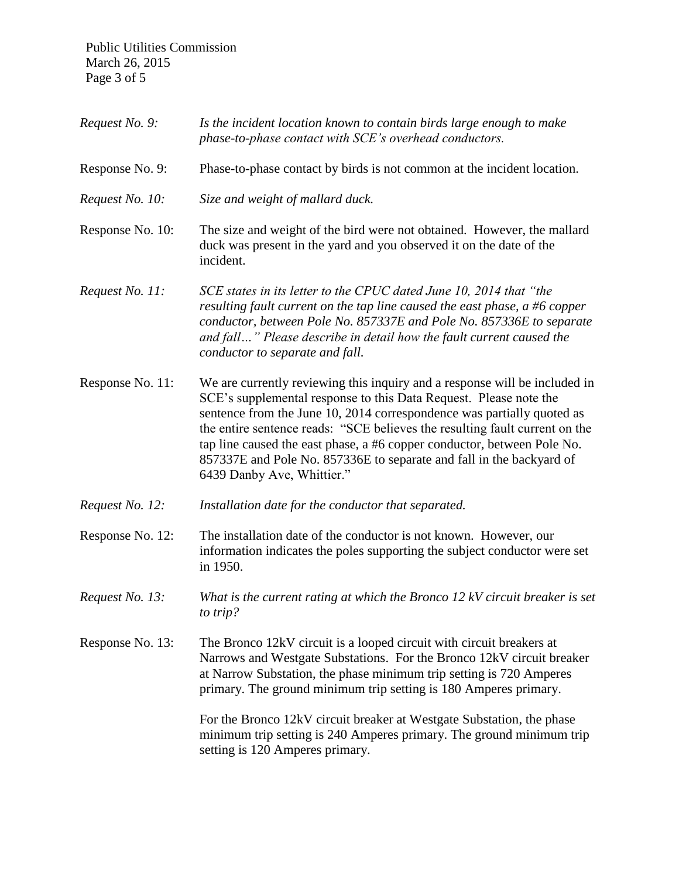*Request No. 9:* *Is the incident location known to contain birds large enough to make phase-to-phase contact with SCE's overhead conductors.*

Response No. 9: Phase-to-phase contact by birds is not common at the incident location.

*Request No. 10:* *Size and weight of mallard duck.*

Response No. 10: The size and weight of the bird were not obtained. However, the mallard duck was present in the yard and you observed it on the date of the incident.

*Request No. 11:* *SCE states in its letter to the CPUC dated June 10, 2014 that "the resulting fault current on the tap line caused the east phase, a #6 copper conductor, between Pole No. 857337E and Pole No. 857336E to separate and fall…" Please describe in detail how the fault current caused the conductor to separate and fall.*

Response No. 11: We are currently reviewing this inquiry and a response will be included in SCE's supplemental response to this Data Request. Please note the sentence from the June 10, 2014 correspondence was partially quoted as the entire sentence reads: "SCE believes the resulting fault current on the tap line caused the east phase, a #6 copper conductor, between Pole No. 857337E and Pole No. 857336E to separate and fall in the backyard of 6439 Danby Ave, Whittier."

*Request No. 12:* *Installation date for the conductor that separated.*

Response No. 12: The installation date of the conductor is not known. However, our information indicates the poles supporting the subject conductor were set in 1950.

*Request No. 13:* *What is the current rating at which the Bronco 12 kV circuit breaker is set to trip?*

Response No. 13: The Bronco 12kV circuit is a looped circuit with circuit breakers at Narrows and Westgate Substations. For the Bronco 12kV circuit breaker at Narrow Substation, the phase minimum trip setting is 720 Amperes primary. The ground minimum trip setting is 180 Amperes primary.

For the Bronco 12kV circuit breaker at Westgate Substation, the phase minimum trip setting is 240 Amperes primary. The ground minimum trip setting is 120 Amperes primary.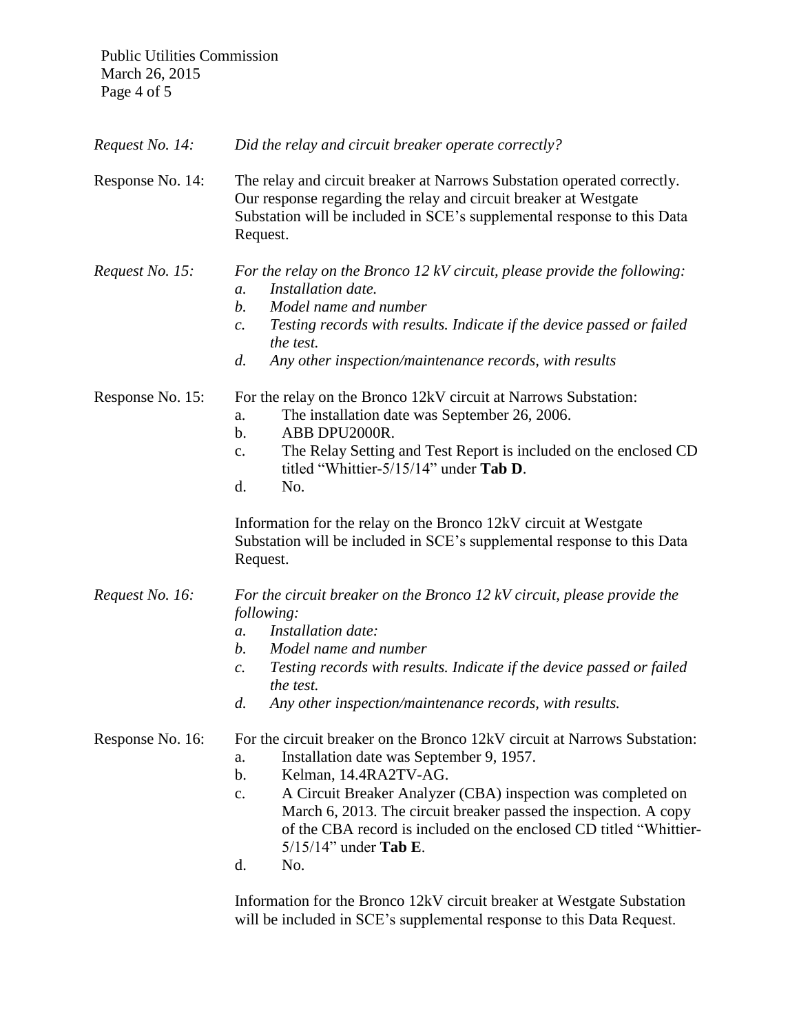*Request No. 14:* *Did the relay and circuit breaker operate correctly?*

Response No. 14: The relay and circuit breaker at Narrows Substation operated correctly. Our response regarding the relay and circuit breaker at Westgate Substation will be included in SCE's supplemental response to this Data Request.

*Request No. 15:* *For the relay on the Bronco 12 kV circuit, please provide the following:*

*a. Installation date.*
*b. Model name and number*
*c. Testing records with results. Indicate if the device passed or failed the test.*
*d. Any other inspection/maintenance records, with results*

Response No. 15: For the relay on the Bronco 12kV circuit at Narrows Substation:

a. The installation date was September 26, 2006.
b. ABB DPU2000R.
c. The Relay Setting and Test Report is included on the enclosed CD titled "Whittier-5/15/14" under **Tab D**.
d. No.

Information for the relay on the Bronco 12kV circuit at Westgate Substation will be included in SCE's supplemental response to this Data Request.

*Request No. 16:* *For the circuit breaker on the Bronco 12 kV circuit, please provide the following:*

*a. Installation date:*
*b. Model name and number*
*c. Testing records with results. Indicate if the device passed or failed the test.*
*d. Any other inspection/maintenance records, with results.*

Response No. 16: For the circuit breaker on the Bronco 12kV circuit at Narrows Substation:

a. Installation date was September 9, 1957.
b. Kelman, 14.4RA2TV-AG.
c. A Circuit Breaker Analyzer (CBA) inspection was completed on March 6, 2013. The circuit breaker passed the inspection. A copy of the CBA record is included on the enclosed CD titled "Whittier-5/15/14" under **Tab E**.
d. No.

Information for the Bronco 12kV circuit breaker at Westgate Substation will be included in SCE's supplemental response to this Data Request.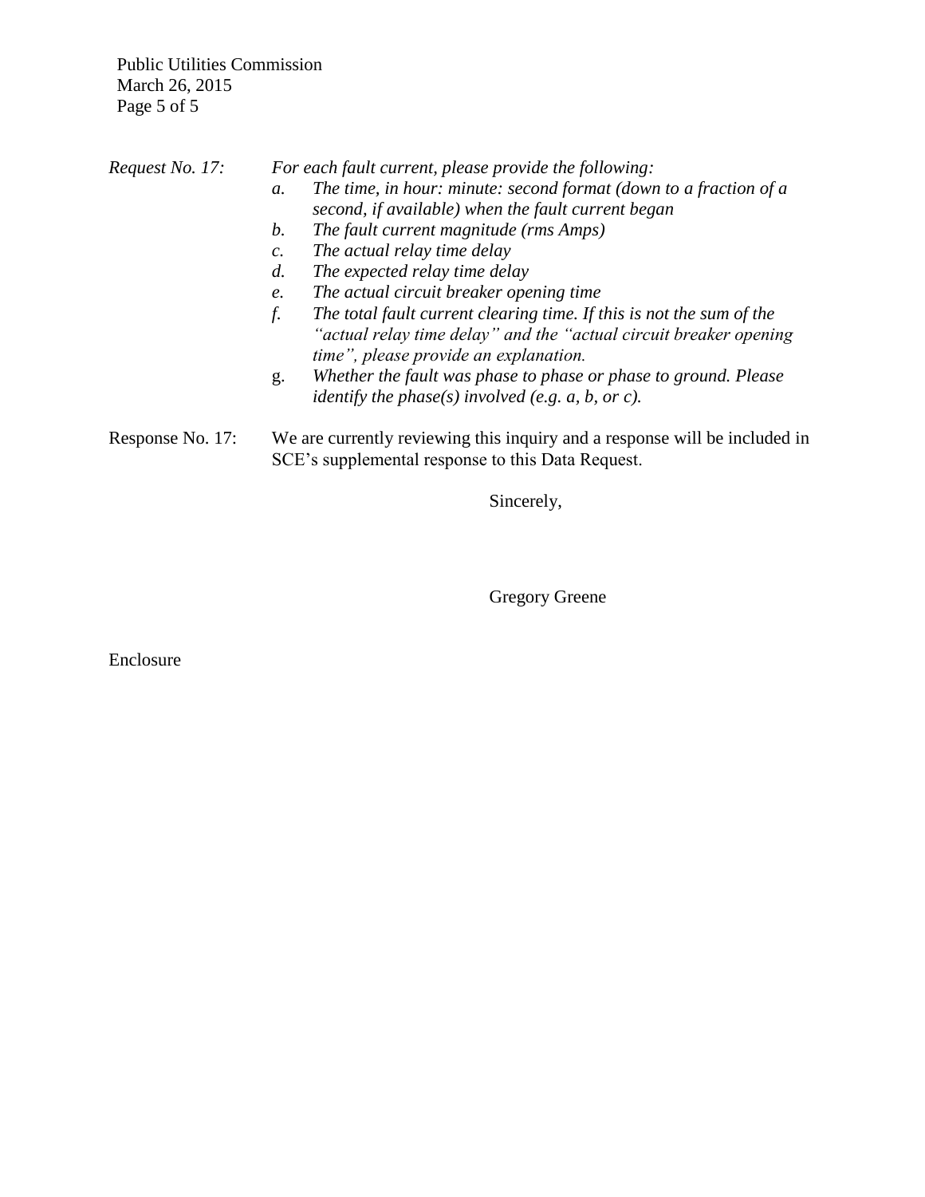*Request No. 17:* *For each fault current, please provide the following:*

- *a. The time, in hour: minute: second format (down to a fraction of a second, if available) when the fault current began*
- *b. The fault current magnitude (rms Amps)*
- *c. The actual relay time delay*
- *d. The expected relay time delay*
- *e. The actual circuit breaker opening time*
- *f. The total fault current clearing time. If this is not the sum of the "actual relay time delay" and the "actual circuit breaker opening time", please provide an explanation.*
- g. *Whether the fault was phase to phase or phase to ground. Please identify the phase(s) involved (e.g. a, b, or c).*

Response No. 17: We are currently reviewing this inquiry and a response will be included in SCE's supplemental response to this Data Request.

Sincerely,

Gregory Greene

Enclosure